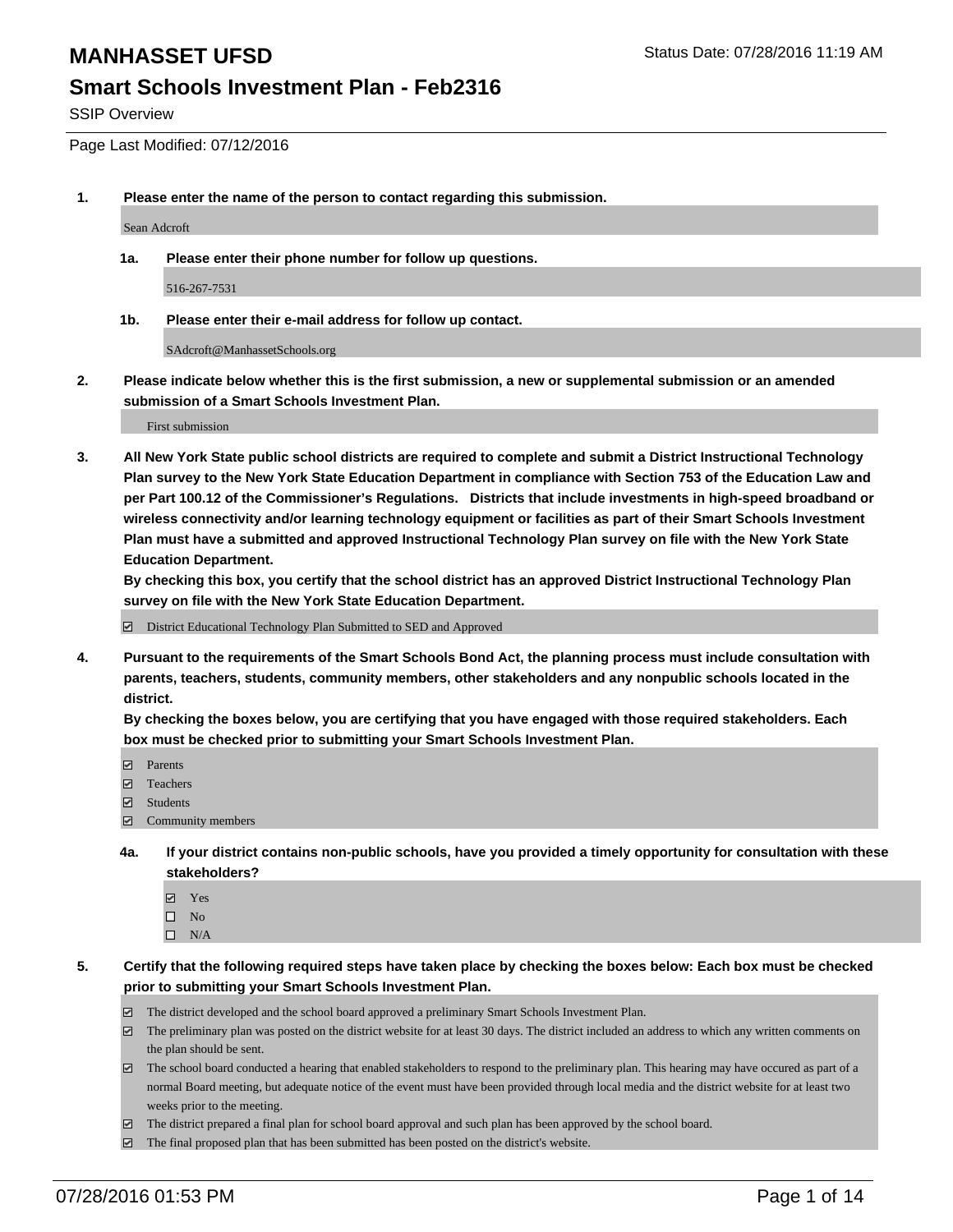# MANHASSET UFSD

Status Date: 07/28/2016 11:19 AM

## Smart Schools Investment Plan - Feb2316

SSIP Overview

Page Last Modified: 07/12/2016

**1. Please enter the name of the person to contact regarding this submission.**

Sean Adcroft

**1a. Please enter their phone number for follow up questions.**

516-267-7531

**1b. Please enter their e-mail address for follow up contact.**

SAdcroft@ManhassetSchools.org

**2. Please indicate below whether this is the first submission, a new or supplemental submission or an amended submission of a Smart Schools Investment Plan.**

First submission

**3. All New York State public school districts are required to complete and submit a District Instructional Technology Plan survey to the New York State Education Department in compliance with Section 753 of the Education Law and per Part 100.12 of the Commissioner's Regulations. Districts that include investments in high-speed broadband or wireless connectivity and/or learning technology equipment or facilities as part of their Smart Schools Investment Plan must have a submitted and approved Instructional Technology Plan survey on file with the New York State Education Department.**
**By checking this box, you certify that the school district has an approved District Instructional Technology Plan survey on file with the New York State Education Department.**

- [x] District Educational Technology Plan Submitted to SED and Approved

**4. Pursuant to the requirements of the Smart Schools Bond Act, the planning process must include consultation with parents, teachers, students, community members, other stakeholders and any nonpublic schools located in the district.**
**By checking the boxes below, you are certifying that you have engaged with those required stakeholders. Each box must be checked prior to submitting your Smart Schools Investment Plan.**

- [x] Parents
- [x] Teachers
- [x] Students
- [x] Community members

**4a. If your district contains non-public schools, have you provided a timely opportunity for consultation with these stakeholders?**

- [x] Yes
- [ ] No
- [ ] N/A

**5. Certify that the following required steps have taken place by checking the boxes below: Each box must be checked prior to submitting your Smart Schools Investment Plan.**

- [x] The district developed and the school board approved a preliminary Smart Schools Investment Plan.
- [x] The preliminary plan was posted on the district website for at least 30 days. The district included an address to which any written comments on the plan should be sent.
- [x] The school board conducted a hearing that enabled stakeholders to respond to the preliminary plan. This hearing may have occured as part of a normal Board meeting, but adequate notice of the event must have been provided through local media and the district website for at least two weeks prior to the meeting.
- [x] The district prepared a final plan for school board approval and such plan has been approved by the school board.
- [x] The final proposed plan that has been submitted has been posted on the district's website.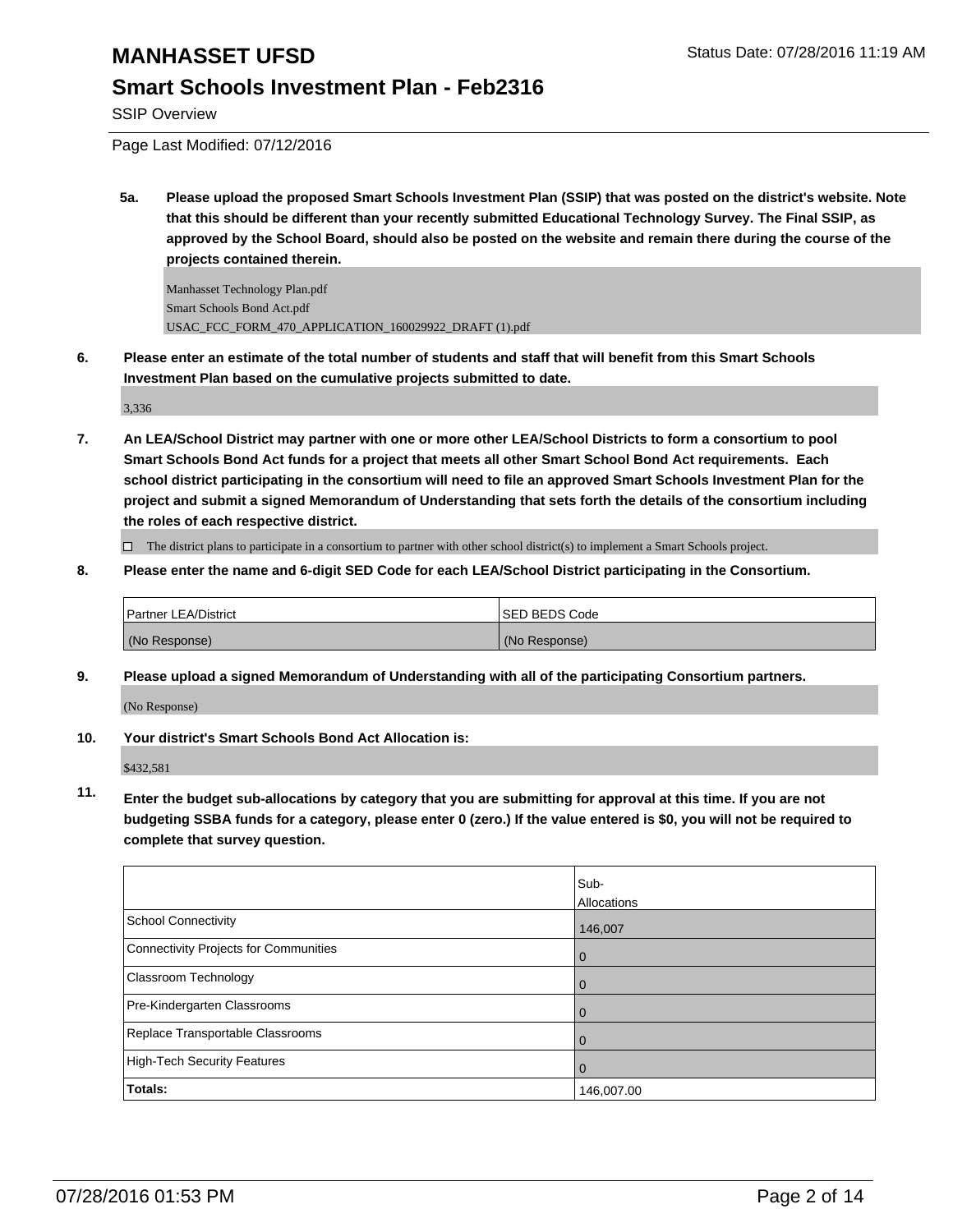# MANHASSET UFSD

Status Date: 07/28/2016 11:19 AM

## Smart Schools Investment Plan - Feb2316

SSIP Overview

Page Last Modified: 07/12/2016

**5a. Please upload the proposed Smart Schools Investment Plan (SSIP) that was posted on the district's website. Note that this should be different than your recently submitted Educational Technology Survey. The Final SSIP, as approved by the School Board, should also be posted on the website and remain there during the course of the projects contained therein.**

Manhasset Technology Plan.pdf
Smart Schools Bond Act.pdf
USAC_FCC_FORM_470_APPLICATION_160029922_DRAFT (1).pdf

**6. Please enter an estimate of the total number of students and staff that will benefit from this Smart Schools Investment Plan based on the cumulative projects submitted to date.**

3,336

**7. An LEA/School District may partner with one or more other LEA/School Districts to form a consortium to pool Smart Schools Bond Act funds for a project that meets all other Smart School Bond Act requirements. Each school district participating in the consortium will need to file an approved Smart Schools Investment Plan for the project and submit a signed Memorandum of Understanding that sets forth the details of the consortium including the roles of each respective district.**

☐ The district plans to participate in a consortium to partner with other school district(s) to implement a Smart Schools project.

**8. Please enter the name and 6-digit SED Code for each LEA/School District participating in the Consortium.**

| Partner LEA/District | SED BEDS Code |
|---|---|
| (No Response) | (No Response) |

**9. Please upload a signed Memorandum of Understanding with all of the participating Consortium partners.**

(No Response)

**10. Your district's Smart Schools Bond Act Allocation is:**

$432,581

**11. Enter the budget sub-allocations by category that you are submitting for approval at this time. If you are not budgeting SSBA funds for a category, please enter 0 (zero.) If the value entered is $0, you will not be required to complete that survey question.**

| | Sub-Allocations |
|---|---|
| School Connectivity | 146,007 |
| Connectivity Projects for Communities | 0 |
| Classroom Technology | 0 |
| Pre-Kindergarten Classrooms | 0 |
| Replace Transportable Classrooms | 0 |
| High-Tech Security Features | 0 |
| **Totals:** | 146,007.00 |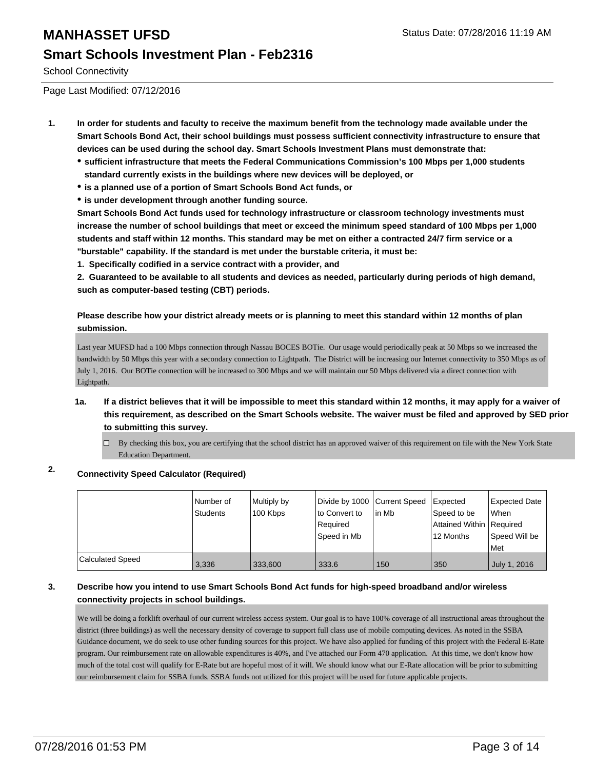# MANHASSET UFSD

Status Date: 07/28/2016 11:19 AM

## Smart Schools Investment Plan - Feb2316

School Connectivity

Page Last Modified: 07/12/2016

**1. In order for students and faculty to receive the maximum benefit from the technology made available under the Smart Schools Bond Act, their school buildings must possess sufficient connectivity infrastructure to ensure that devices can be used during the school day. Smart Schools Investment Plans must demonstrate that:**

- **sufficient infrastructure that meets the Federal Communications Commission's 100 Mbps per 1,000 students standard currently exists in the buildings where new devices will be deployed, or**
- **is a planned use of a portion of Smart Schools Bond Act funds, or**
- **is under development through another funding source.**

**Smart Schools Bond Act funds used for technology infrastructure or classroom technology investments must increase the number of school buildings that meet or exceed the minimum speed standard of 100 Mbps per 1,000 students and staff within 12 months. This standard may be met on either a contracted 24/7 firm service or a "burstable" capability. If the standard is met under the burstable criteria, it must be:**

**1. Specifically codified in a service contract with a provider, and**

**2. Guaranteed to be available to all students and devices as needed, particularly during periods of high demand, such as computer-based testing (CBT) periods.**

**Please describe how your district already meets or is planning to meet this standard within 12 months of plan submission.**

Last year MUFSD had a 100 Mbps connection through Nassau BOCES BOTie. Our usage would periodically peak at 50 Mbps so we increased the bandwidth by 50 Mbps this year with a secondary connection to Lightpath. The District will be increasing our Internet connectivity to 350 Mbps as of July 1, 2016. Our BOTie connection will be increased to 300 Mbps and we will maintain our 50 Mbps delivered via a direct connection with Lightpath.

**1a. If a district believes that it will be impossible to meet this standard within 12 months, it may apply for a waiver of this requirement, as described on the Smart Schools website. The waiver must be filed and approved by SED prior to submitting this survey.**

☐ By checking this box, you are certifying that the school district has an approved waiver of this requirement on file with the New York State Education Department.

**2. Connectivity Speed Calculator (Required)**

| | Number of Students | Multiply by 100 Kbps | Divide by 1000 to Convert to Required Speed in Mb | Current Speed in Mb | Expected Speed to be Attained Within 12 Months | Expected Date When Required Speed Will be Met |
|---|---|---|---|---|---|---|
| Calculated Speed | 3,336 | 333,600 | 333.6 | 150 | 350 | July 1, 2016 |

**3. Describe how you intend to use Smart Schools Bond Act funds for high-speed broadband and/or wireless connectivity projects in school buildings.**

We will be doing a forklift overhaul of our current wireless access system. Our goal is to have 100% coverage of all instructional areas throughout the district (three buildings) as well the necessary density of coverage to support full class use of mobile computing devices. As noted in the SSBA Guidance document, we do seek to use other funding sources for this project. We have also applied for funding of this project with the Federal E-Rate program. Our reimbursement rate on allowable expenditures is 40%, and I've attached our Form 470 application. At this time, we don't know how much of the total cost will qualify for E-Rate but are hopeful most of it will. We should know what our E-Rate allocation will be prior to submitting our reimbursement claim for SSBA funds. SSBA funds not utilized for this project will be used for future applicable projects.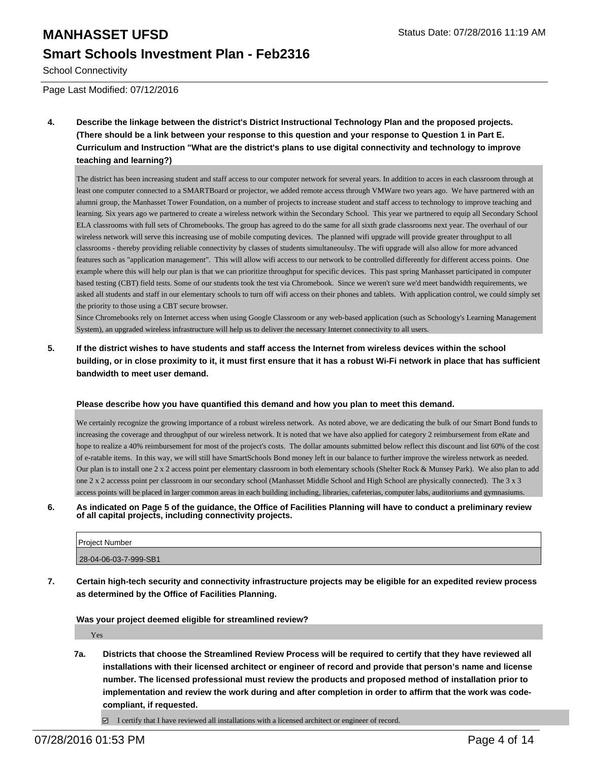School Connectivity

Page Last Modified: 07/12/2016

**4. Describe the linkage between the district's District Instructional Technology Plan and the proposed projects. (There should be a link between your response to this question and your response to Question 1 in Part E. Curriculum and Instruction "What are the district's plans to use digital connectivity and technology to improve teaching and learning?)**

The district has been increasing student and staff access to our computer network for several years. In addition to acces in each classroom through at least one computer connected to a SMARTBoard or projector, we added remote access through VMWare two years ago. We have partnered with an alumni group, the Manhasset Tower Foundation, on a number of projects to increase student and staff access to technology to improve teaching and learning. Six years ago we partnered to create a wireless network within the Secondary School. This year we partnered to equip all Secondary School ELA classrooms with full sets of Chromebooks. The group has agreed to do the same for all sixth grade classrooms next year. The overhaul of our wireless network will serve this increasing use of mobile computing devices. The planned wifi upgrade will provide greater throughput to all classrooms - thereby providing reliable connectivity by classes of students simultaneoulsy. The wifi upgrade will also allow for more advanced features such as "application management". This will allow wifi access to our network to be controlled differently for different access points. One example where this will help our plan is that we can prioritize throughput for specific devices. This past spring Manhasset participated in computer based testing (CBT) field tests. Some of our students took the test via Chromebook. Since we weren't sure we'd meet bandwidth requirements, we asked all students and staff in our elementary schools to turn off wifi access on their phones and tablets. With application control, we could simply set the priority to those using a CBT secure browser.

Since Chromebooks rely on Internet access when using Google Classroom or any web-based application (such as Schoology's Learning Management System), an upgraded wireless infrastructure will help us to deliver the necessary Internet connectivity to all users.

**5. If the district wishes to have students and staff access the Internet from wireless devices within the school building, or in close proximity to it, it must first ensure that it has a robust Wi-Fi network in place that has sufficient bandwidth to meet user demand.**

**Please describe how you have quantified this demand and how you plan to meet this demand.**

We certainly recognize the growing importance of a robust wireless network. As noted above, we are dedicating the bulk of our Smart Bond funds to increasing the coverage and throughput of our wireless network. It is noted that we have also applied for category 2 reimbursement from eRate and hope to realize a 40% reimbursement for most of the project's costs. The dollar amounts submitted below reflect this discount and list 60% of the cost of e-ratable items. In this way, we will still have SmartSchools Bond money left in our balance to further improve the wireless network as needed. Our plan is to install one 2 x 2 access point per elementary classroom in both elementary schools (Shelter Rock & Munsey Park). We also plan to add one 2 x 2 accesss point per classroom in our secondary school (Manhasset Middle School and High School are physically connected). The 3 x 3 access points will be placed in larger common areas in each building including, libraries, cafeterias, computer labs, auditoriums and gymnasiums.

**6. As indicated on Page 5 of the guidance, the Office of Facilities Planning will have to conduct a preliminary review of all capital projects, including connectivity projects.**

| Project Number |
|---|
| 28-04-06-03-7-999-SB1 |

**7. Certain high-tech security and connectivity infrastructure projects may be eligible for an expedited review process as determined by the Office of Facilities Planning.**

**Was your project deemed eligible for streamlined review?**

Yes

**7a. Districts that choose the Streamlined Review Process will be required to certify that they have reviewed all installations with their licensed architect or engineer of record and provide that person's name and license number. The licensed professional must review the products and proposed method of installation prior to implementation and review the work during and after completion in order to affirm that the work was code-compliant, if requested.**

☑ I certify that I have reviewed all installations with a licensed architect or engineer of record.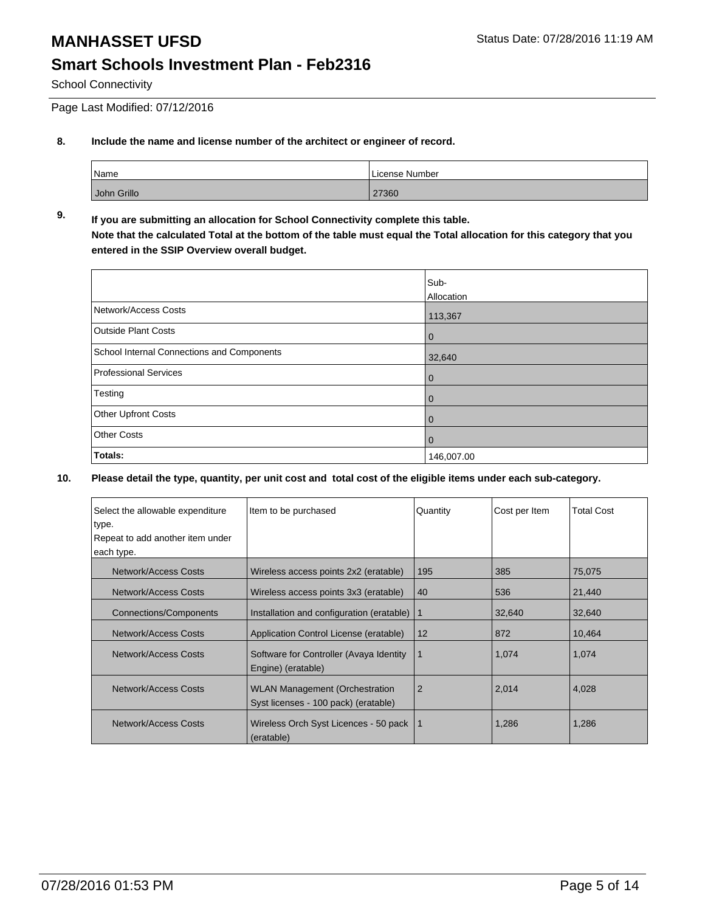# MANHASSET UFSD

## Smart Schools Investment Plan - Feb2316

School Connectivity

Page Last Modified: 07/12/2016

**8. Include the name and license number of the architect or engineer of record.**

| Name | License Number |
|---|---|
| John Grillo | 27360 |

**9. If you are submitting an allocation for School Connectivity complete this table.**
**Note that the calculated Total at the bottom of the table must equal the Total allocation for this category that you entered in the SSIP Overview overall budget.**

| | Sub-Allocation |
|---|---|
| Network/Access Costs | 113,367 |
| Outside Plant Costs | 0 |
| School Internal Connections and Components | 32,640 |
| Professional Services | 0 |
| Testing | 0 |
| Other Upfront Costs | 0 |
| Other Costs | 0 |
| **Totals:** | 146,007.00 |

**10. Please detail the type, quantity, per unit cost and total cost of the eligible items under each sub-category.**

| Select the allowable expenditure type. Repeat to add another item under each type. | Item to be purchased | Quantity | Cost per Item | Total Cost |
|---|---|---|---|---|
| Network/Access Costs | Wireless access points 2x2 (eratable) | 195 | 385 | 75,075 |
| Network/Access Costs | Wireless access points 3x3 (eratable) | 40 | 536 | 21,440 |
| Connections/Components | Installation and configuration (eratable) | 1 | 32,640 | 32,640 |
| Network/Access Costs | Application Control License (eratable) | 12 | 872 | 10,464 |
| Network/Access Costs | Software for Controller (Avaya Identity Engine) (eratable) | 1 | 1,074 | 1,074 |
| Network/Access Costs | WLAN Management (Orchestration Syst licenses - 100 pack) (eratable) | 2 | 2,014 | 4,028 |
| Network/Access Costs | Wireless Orch Syst Licences - 50 pack (eratable) | 1 | 1,286 | 1,286 |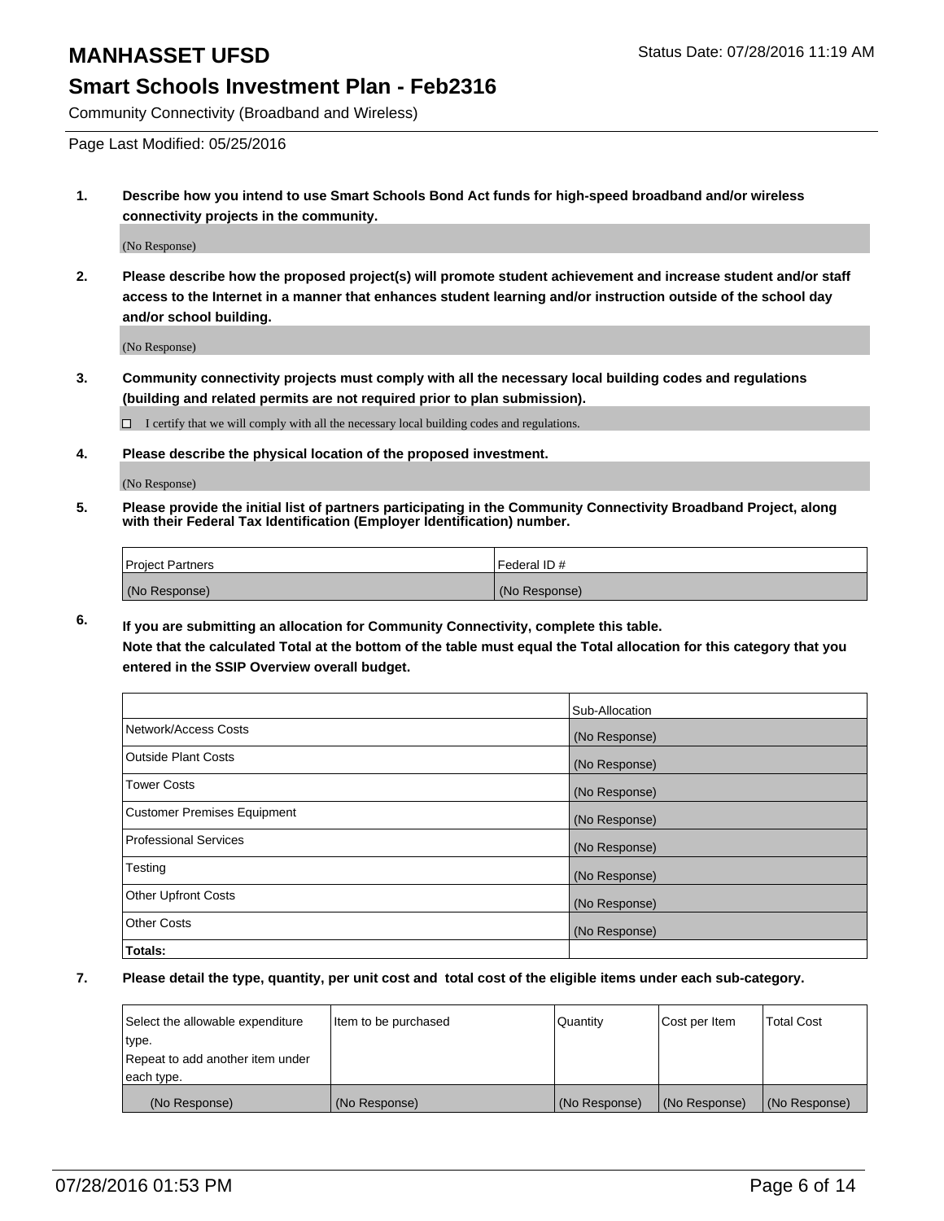# MANHASSET UFSD

Status Date: 07/28/2016 11:19 AM

## Smart Schools Investment Plan - Feb2316

Community Connectivity (Broadband and Wireless)

Page Last Modified: 05/25/2016

**1. Describe how you intend to use Smart Schools Bond Act funds for high-speed broadband and/or wireless connectivity projects in the community.**

(No Response)

**2. Please describe how the proposed project(s) will promote student achievement and increase student and/or staff access to the Internet in a manner that enhances student learning and/or instruction outside of the school day and/or school building.**

(No Response)

**3. Community connectivity projects must comply with all the necessary local building codes and regulations (building and related permits are not required prior to plan submission).**

☐ I certify that we will comply with all the necessary local building codes and regulations.

**4. Please describe the physical location of the proposed investment.**

(No Response)

**5. Please provide the initial list of partners participating in the Community Connectivity Broadband Project, along with their Federal Tax Identification (Employer Identification) number.**

| Project Partners | Federal ID # |
|---|---|
| (No Response) | (No Response) |

**6. If you are submitting an allocation for Community Connectivity, complete this table.**
**Note that the calculated Total at the bottom of the table must equal the Total allocation for this category that you entered in the SSIP Overview overall budget.**

| | Sub-Allocation |
|---|---|
| Network/Access Costs | (No Response) |
| Outside Plant Costs | (No Response) |
| Tower Costs | (No Response) |
| Customer Premises Equipment | (No Response) |
| Professional Services | (No Response) |
| Testing | (No Response) |
| Other Upfront Costs | (No Response) |
| Other Costs | (No Response) |
| **Totals:** | |

**7. Please detail the type, quantity, per unit cost and total cost of the eligible items under each sub-category.**

| Select the allowable expenditure type. Repeat to add another item under each type. | Item to be purchased | Quantity | Cost per Item | Total Cost |
|---|---|---|---|---|
| (No Response) | (No Response) | (No Response) | (No Response) | (No Response) |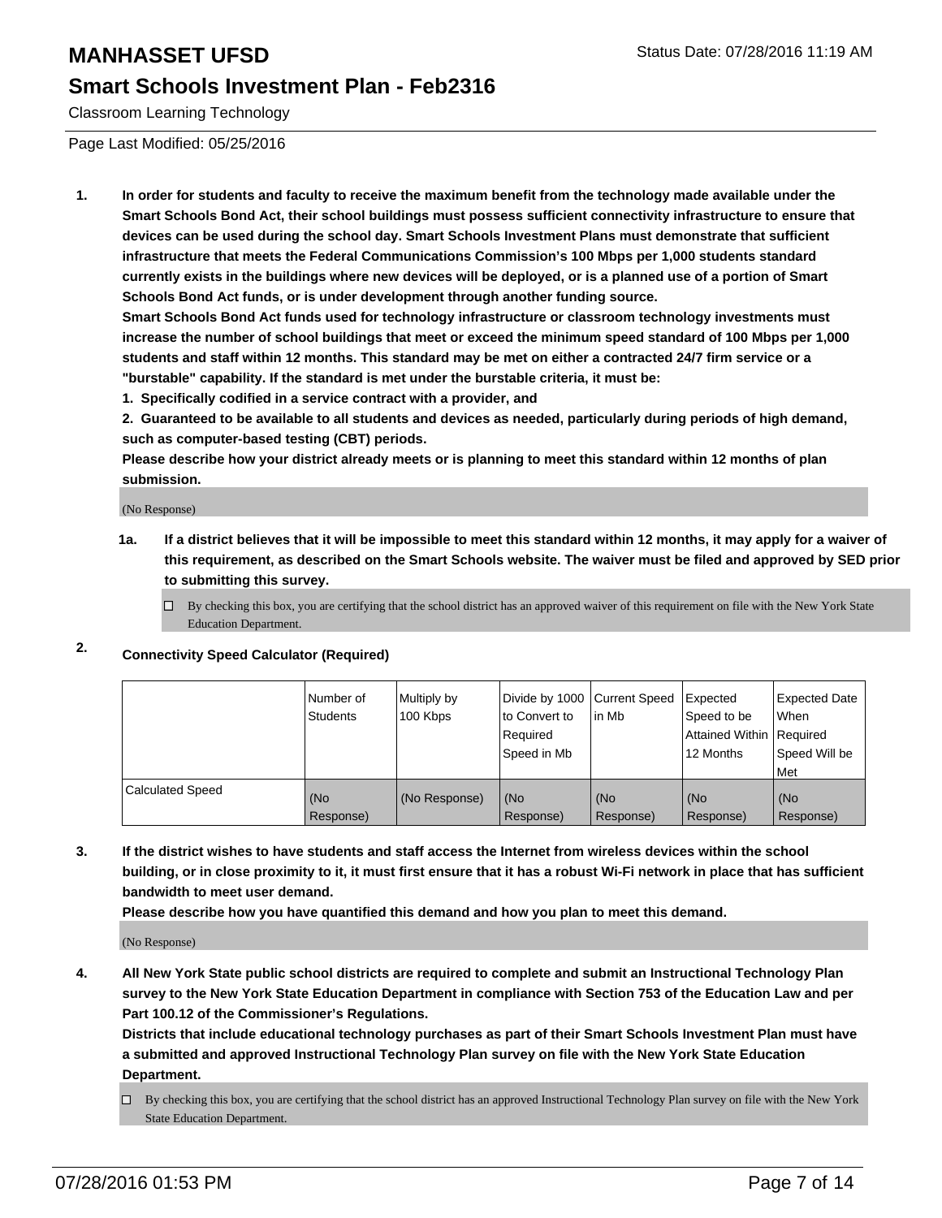# MANHASSET UFSD

Status Date: 07/28/2016 11:19 AM

## Smart Schools Investment Plan - Feb2316

Classroom Learning Technology

Page Last Modified: 05/25/2016

1. **In order for students and faculty to receive the maximum benefit from the technology made available under the Smart Schools Bond Act, their school buildings must possess sufficient connectivity infrastructure to ensure that devices can be used during the school day. Smart Schools Investment Plans must demonstrate that sufficient infrastructure that meets the Federal Communications Commission's 100 Mbps per 1,000 students standard currently exists in the buildings where new devices will be deployed, or is a planned use of a portion of Smart Schools Bond Act funds, or is under development through another funding source.**
   **Smart Schools Bond Act funds used for technology infrastructure or classroom technology investments must increase the number of school buildings that meet or exceed the minimum speed standard of 100 Mbps per 1,000 students and staff within 12 months. This standard may be met on either a contracted 24/7 firm service or a "burstable" capability. If the standard is met under the burstable criteria, it must be:**
   **1. Specifically codified in a service contract with a provider, and**
   **2. Guaranteed to be available to all students and devices as needed, particularly during periods of high demand, such as computer-based testing (CBT) periods.**
   **Please describe how your district already meets or is planning to meet this standard within 12 months of plan submission.**

   (No Response)

   **1a. If a district believes that it will be impossible to meet this standard within 12 months, it may apply for a waiver of this requirement, as described on the Smart Schools website. The waiver must be filed and approved by SED prior to submitting this survey.**

   ☐ By checking this box, you are certifying that the school district has an approved waiver of this requirement on file with the New York State Education Department.

2. **Connectivity Speed Calculator (Required)**

| | Number of Students | Multiply by 100 Kbps | Divide by 1000 to Convert to Required Speed in Mb | Current Speed in Mb | Expected Speed to be Attained Within 12 Months | Expected Date When Required Speed Will be Met |
|---|---|---|---|---|---|---|
| Calculated Speed | (No Response) | (No Response) | (No Response) | (No Response) | (No Response) | (No Response) |

3. **If the district wishes to have students and staff access the Internet from wireless devices within the school building, or in close proximity to it, it must first ensure that it has a robust Wi-Fi network in place that has sufficient bandwidth to meet user demand.**
   **Please describe how you have quantified this demand and how you plan to meet this demand.**

   (No Response)

4. **All New York State public school districts are required to complete and submit an Instructional Technology Plan survey to the New York State Education Department in compliance with Section 753 of the Education Law and per Part 100.12 of the Commissioner's Regulations.**
   **Districts that include educational technology purchases as part of their Smart Schools Investment Plan must have a submitted and approved Instructional Technology Plan survey on file with the New York State Education Department.**

   ☐ By checking this box, you are certifying that the school district has an approved Instructional Technology Plan survey on file with the New York State Education Department.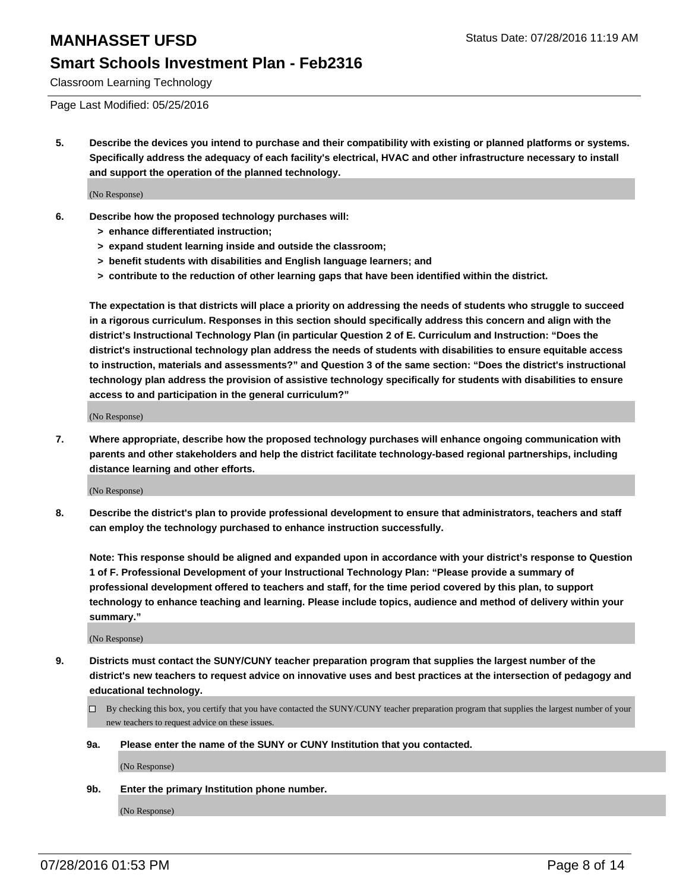Classroom Learning Technology

Page Last Modified: 05/25/2016

**5. Describe the devices you intend to purchase and their compatibility with existing or planned platforms or systems. Specifically address the adequacy of each facility's electrical, HVAC and other infrastructure necessary to install and support the operation of the planned technology.**

(No Response)

**6. Describe how the proposed technology purchases will:**

**> enhance differentiated instruction;**

**> expand student learning inside and outside the classroom;**

**> benefit students with disabilities and English language learners; and**

**> contribute to the reduction of other learning gaps that have been identified within the district.**

**The expectation is that districts will place a priority on addressing the needs of students who struggle to succeed in a rigorous curriculum. Responses in this section should specifically address this concern and align with the district's Instructional Technology Plan (in particular Question 2 of E. Curriculum and Instruction: "Does the district's instructional technology plan address the needs of students with disabilities to ensure equitable access to instruction, materials and assessments?" and Question 3 of the same section: "Does the district's instructional technology plan address the provision of assistive technology specifically for students with disabilities to ensure access to and participation in the general curriculum?"**

(No Response)

**7. Where appropriate, describe how the proposed technology purchases will enhance ongoing communication with parents and other stakeholders and help the district facilitate technology-based regional partnerships, including distance learning and other efforts.**

(No Response)

**8. Describe the district's plan to provide professional development to ensure that administrators, teachers and staff can employ the technology purchased to enhance instruction successfully.**

**Note: This response should be aligned and expanded upon in accordance with your district's response to Question 1 of F. Professional Development of your Instructional Technology Plan: "Please provide a summary of professional development offered to teachers and staff, for the time period covered by this plan, to support technology to enhance teaching and learning. Please include topics, audience and method of delivery within your summary."**

(No Response)

**9. Districts must contact the SUNY/CUNY teacher preparation program that supplies the largest number of the district's new teachers to request advice on innovative uses and best practices at the intersection of pedagogy and educational technology.**

☐ By checking this box, you certify that you have contacted the SUNY/CUNY teacher preparation program that supplies the largest number of your new teachers to request advice on these issues.

**9a. Please enter the name of the SUNY or CUNY Institution that you contacted.**

(No Response)

**9b. Enter the primary Institution phone number.**

(No Response)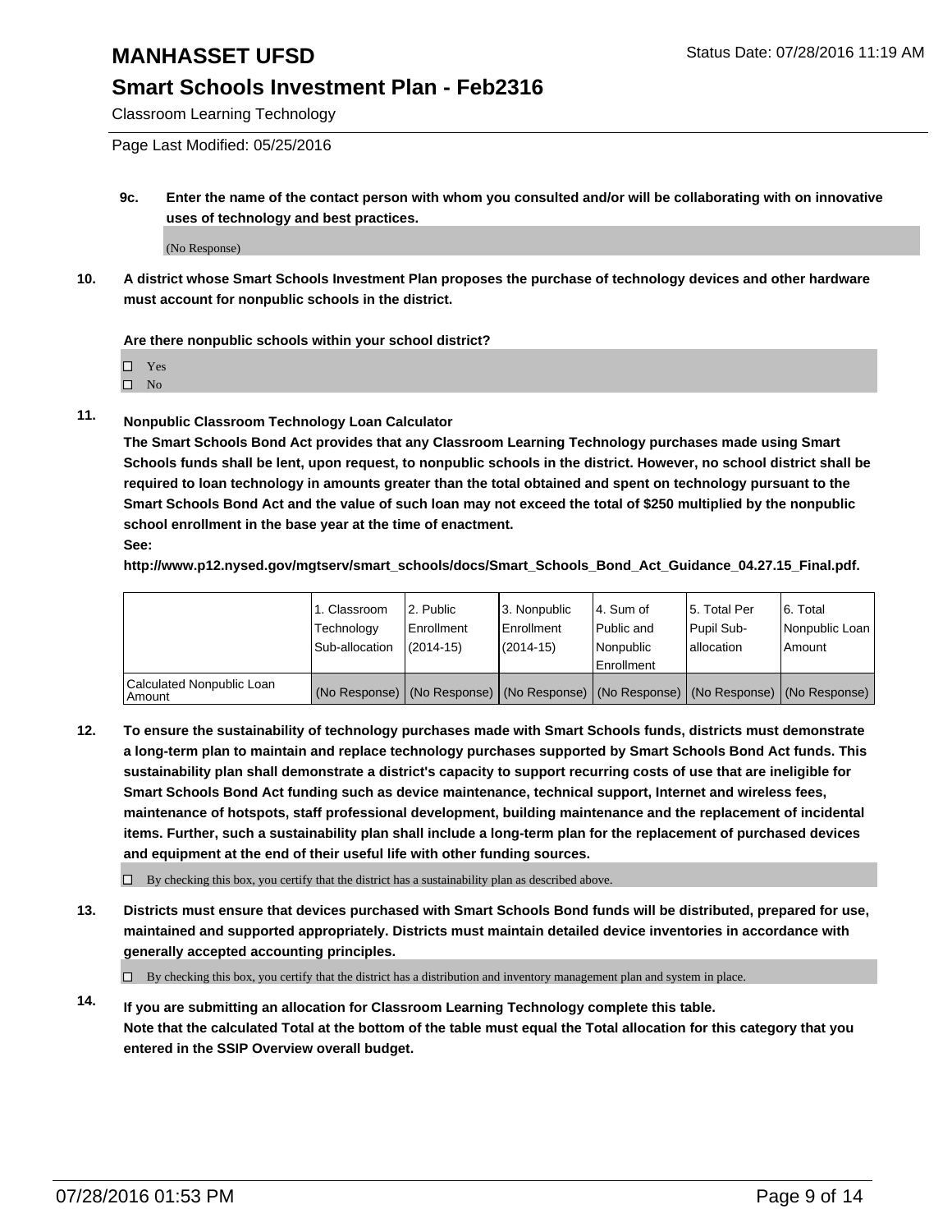**9c.** **Enter the name of the contact person with whom you consulted and/or will be collaborating with on innovative uses of technology and best practices.**

(No Response)

**10.** **A district whose Smart Schools Investment Plan proposes the purchase of technology devices and other hardware must account for nonpublic schools in the district.**

**Are there nonpublic schools within your school district?**

- ☐ Yes
- ☐ No

**11.** **Nonpublic Classroom Technology Loan Calculator**

**The Smart Schools Bond Act provides that any Classroom Learning Technology purchases made using Smart Schools funds shall be lent, upon request, to nonpublic schools in the district. However, no school district shall be required to loan technology in amounts greater than the total obtained and spent on technology pursuant to the Smart Schools Bond Act and the value of such loan may not exceed the total of $250 multiplied by the nonpublic school enrollment in the base year at the time of enactment.**

**See:**

**http://www.p12.nysed.gov/mgtserv/smart_schools/docs/Smart_Schools_Bond_Act_Guidance_04.27.15_Final.pdf.**

| | 1. Classroom Technology Sub-allocation | 2. Public Enrollment (2014-15) | 3. Nonpublic Enrollment (2014-15) | 4. Sum of Public and Nonpublic Enrollment | 5. Total Per Pupil Sub-allocation | 6. Total Nonpublic Loan Amount |
|---|---|---|---|---|---|---|
| Calculated Nonpublic Loan Amount | (No Response) | (No Response) | (No Response) | (No Response) | (No Response) | (No Response) |

**12.** **To ensure the sustainability of technology purchases made with Smart Schools funds, districts must demonstrate a long-term plan to maintain and replace technology purchases supported by Smart Schools Bond Act funds. This sustainability plan shall demonstrate a district's capacity to support recurring costs of use that are ineligible for Smart Schools Bond Act funding such as device maintenance, technical support, Internet and wireless fees, maintenance of hotspots, staff professional development, building maintenance and the replacement of incidental items. Further, such a sustainability plan shall include a long-term plan for the replacement of purchased devices and equipment at the end of their useful life with other funding sources.**

☐ By checking this box, you certify that the district has a sustainability plan as described above.

**13.** **Districts must ensure that devices purchased with Smart Schools Bond funds will be distributed, prepared for use, maintained and supported appropriately. Districts must maintain detailed device inventories in accordance with generally accepted accounting principles.**

☐ By checking this box, you certify that the district has a distribution and inventory management plan and system in place.

**14.** **If you are submitting an allocation for Classroom Learning Technology complete this table.**
**Note that the calculated Total at the bottom of the table must equal the Total allocation for this category that you entered in the SSIP Overview overall budget.**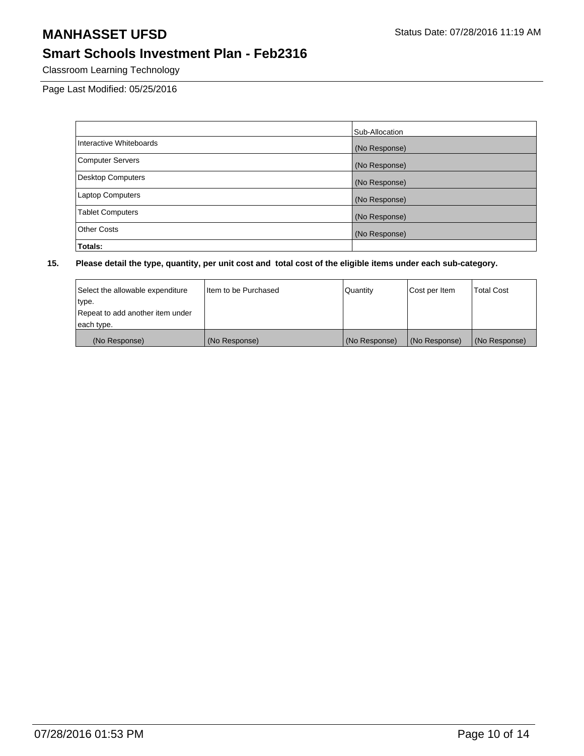# MANHASSET UFSD

## Smart Schools Investment Plan - Feb2316

Classroom Learning Technology

Page Last Modified: 05/25/2016

| | Sub-Allocation |
|---|---|
| Interactive Whiteboards | (No Response) |
| Computer Servers | (No Response) |
| Desktop Computers | (No Response) |
| Laptop Computers | (No Response) |
| Tablet Computers | (No Response) |
| Other Costs | (No Response) |
| **Totals:** | |

**15. Please detail the type, quantity, per unit cost and total cost of the eligible items under each sub-category.**

| Select the allowable expenditure type. Repeat to add another item under each type. | Item to be Purchased | Quantity | Cost per Item | Total Cost |
|---|---|---|---|---|
| (No Response) | (No Response) | (No Response) | (No Response) | (No Response) |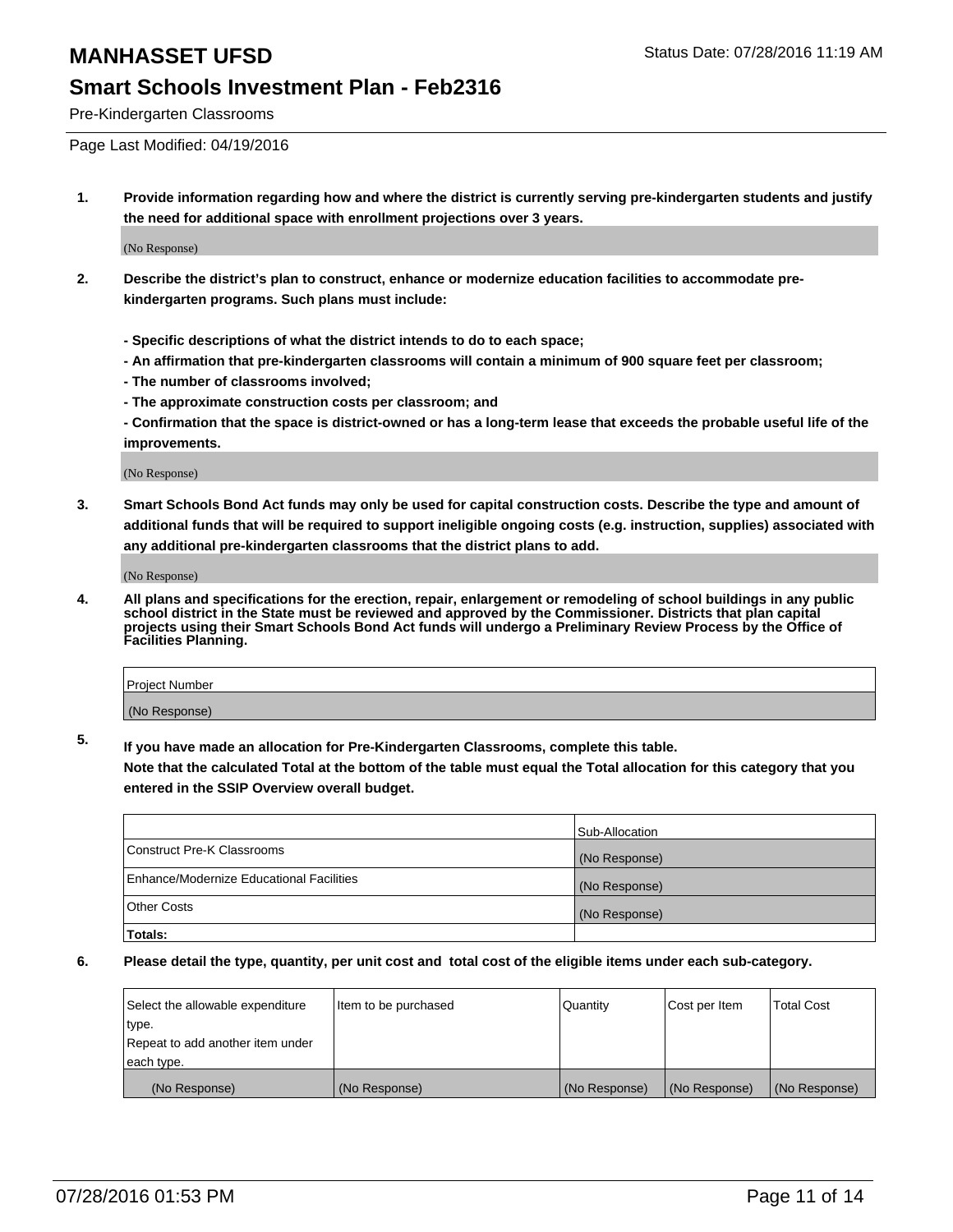Pre-Kindergarten Classrooms

Page Last Modified: 04/19/2016

**1. Provide information regarding how and where the district is currently serving pre-kindergarten students and justify the need for additional space with enrollment projections over 3 years.**

(No Response)

**2. Describe the district's plan to construct, enhance or modernize education facilities to accommodate pre-kindergarten programs. Such plans must include:**

**- Specific descriptions of what the district intends to do to each space;**
**- An affirmation that pre-kindergarten classrooms will contain a minimum of 900 square feet per classroom;**
**- The number of classrooms involved;**
**- The approximate construction costs per classroom; and**
**- Confirmation that the space is district-owned or has a long-term lease that exceeds the probable useful life of the improvements.**

(No Response)

**3. Smart Schools Bond Act funds may only be used for capital construction costs. Describe the type and amount of additional funds that will be required to support ineligible ongoing costs (e.g. instruction, supplies) associated with any additional pre-kindergarten classrooms that the district plans to add.**

(No Response)

**4. All plans and specifications for the erection, repair, enlargement or remodeling of school buildings in any public school district in the State must be reviewed and approved by the Commissioner. Districts that plan capital projects using their Smart Schools Bond Act funds will undergo a Preliminary Review Process by the Office of Facilities Planning.**

| Project Number |
|---|
| (No Response) |

**5. If you have made an allocation for Pre-Kindergarten Classrooms, complete this table.**
**Note that the calculated Total at the bottom of the table must equal the Total allocation for this category that you entered in the SSIP Overview overall budget.**

| | Sub-Allocation |
|---|---|
| Construct Pre-K Classrooms | (No Response) |
| Enhance/Modernize Educational Facilities | (No Response) |
| Other Costs | (No Response) |
| **Totals:** | |

**6. Please detail the type, quantity, per unit cost and total cost of the eligible items under each sub-category.**

| Select the allowable expenditure type. Repeat to add another item under each type. | Item to be purchased | Quantity | Cost per Item | Total Cost |
|---|---|---|---|---|
| (No Response) | (No Response) | (No Response) | (No Response) | (No Response) |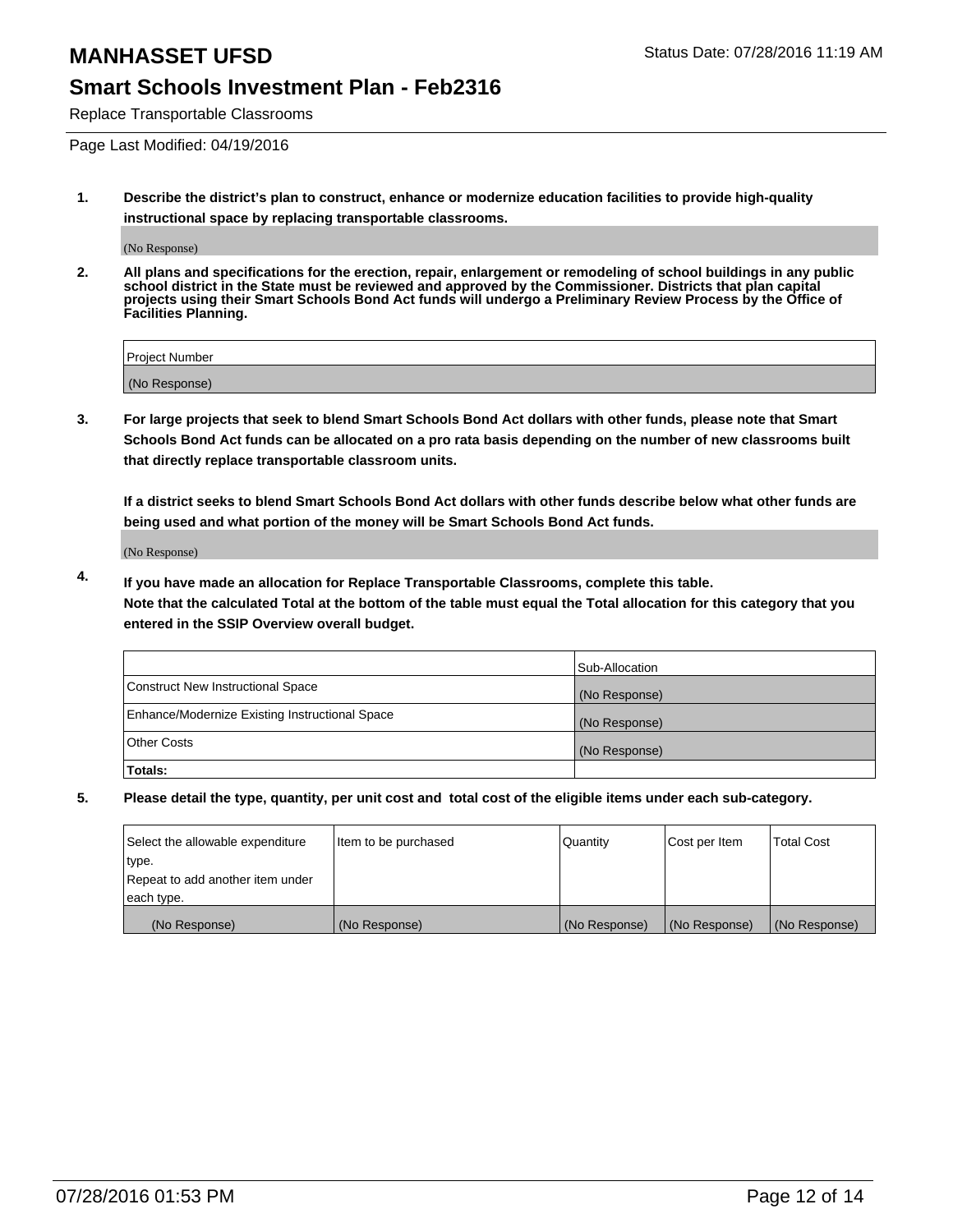# MANHASSET UFSD

Status Date: 07/28/2016 11:19 AM

## Smart Schools Investment Plan - Feb2316

Replace Transportable Classrooms

Page Last Modified: 04/19/2016

**1. Describe the district's plan to construct, enhance or modernize education facilities to provide high-quality instructional space by replacing transportable classrooms.**

(No Response)

**2. All plans and specifications for the erection, repair, enlargement or remodeling of school buildings in any public school district in the State must be reviewed and approved by the Commissioner. Districts that plan capital projects using their Smart Schools Bond Act funds will undergo a Preliminary Review Process by the Office of Facilities Planning.**

| Project Number |
|---|
| (No Response) |

**3. For large projects that seek to blend Smart Schools Bond Act dollars with other funds, please note that Smart Schools Bond Act funds can be allocated on a pro rata basis depending on the number of new classrooms built that directly replace transportable classroom units.**

**If a district seeks to blend Smart Schools Bond Act dollars with other funds describe below what other funds are being used and what portion of the money will be Smart Schools Bond Act funds.**

(No Response)

**4. If you have made an allocation for Replace Transportable Classrooms, complete this table. Note that the calculated Total at the bottom of the table must equal the Total allocation for this category that you entered in the SSIP Overview overall budget.**

| | Sub-Allocation |
|---|---|
| Construct New Instructional Space | (No Response) |
| Enhance/Modernize Existing Instructional Space | (No Response) |
| Other Costs | (No Response) |
| **Totals:** | |

**5. Please detail the type, quantity, per unit cost and total cost of the eligible items under each sub-category.**

| Select the allowable expenditure type. Repeat to add another item under each type. | Item to be purchased | Quantity | Cost per Item | Total Cost |
|---|---|---|---|---|
| (No Response) | (No Response) | (No Response) | (No Response) | (No Response) |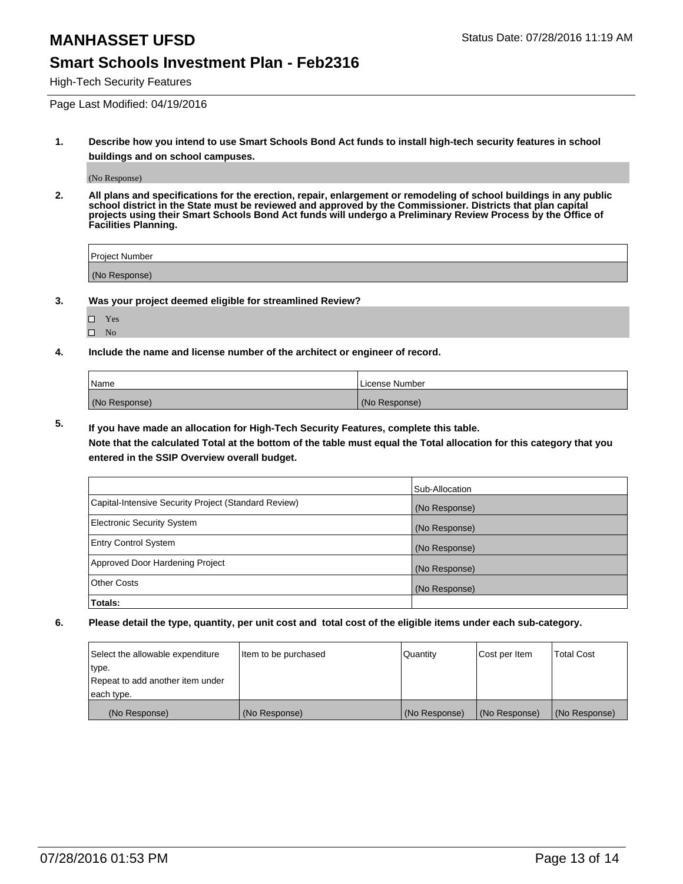# MANHASSET UFSD

Status Date: 07/28/2016 11:19 AM

## Smart Schools Investment Plan - Feb2316

High-Tech Security Features

Page Last Modified: 04/19/2016

**1. Describe how you intend to use Smart Schools Bond Act funds to install high-tech security features in school buildings and on school campuses.**

(No Response)

**2. All plans and specifications for the erection, repair, enlargement or remodeling of school buildings in any public school district in the State must be reviewed and approved by the Commissioner. Districts that plan capital projects using their Smart Schools Bond Act funds will undergo a Preliminary Review Process by the Office of Facilities Planning.**

| Project Number |
|---|
| (No Response) |

**3. Was your project deemed eligible for streamlined Review?**

- ☐ Yes
- ☐ No

**4. Include the name and license number of the architect or engineer of record.**

| Name | License Number |
|---|---|
| (No Response) | (No Response) |

**5. If you have made an allocation for High-Tech Security Features, complete this table.**
**Note that the calculated Total at the bottom of the table must equal the Total allocation for this category that you entered in the SSIP Overview overall budget.**

| | Sub-Allocation |
|---|---|
| Capital-Intensive Security Project (Standard Review) | (No Response) |
| Electronic Security System | (No Response) |
| Entry Control System | (No Response) |
| Approved Door Hardening Project | (No Response) |
| Other Costs | (No Response) |
| **Totals:** | |

**6. Please detail the type, quantity, per unit cost and total cost of the eligible items under each sub-category.**

| Select the allowable expenditure type. Repeat to add another item under each type. | Item to be purchased | Quantity | Cost per Item | Total Cost |
|---|---|---|---|---|
| (No Response) | (No Response) | (No Response) | (No Response) | (No Response) |

07/28/2016 01:53 PM